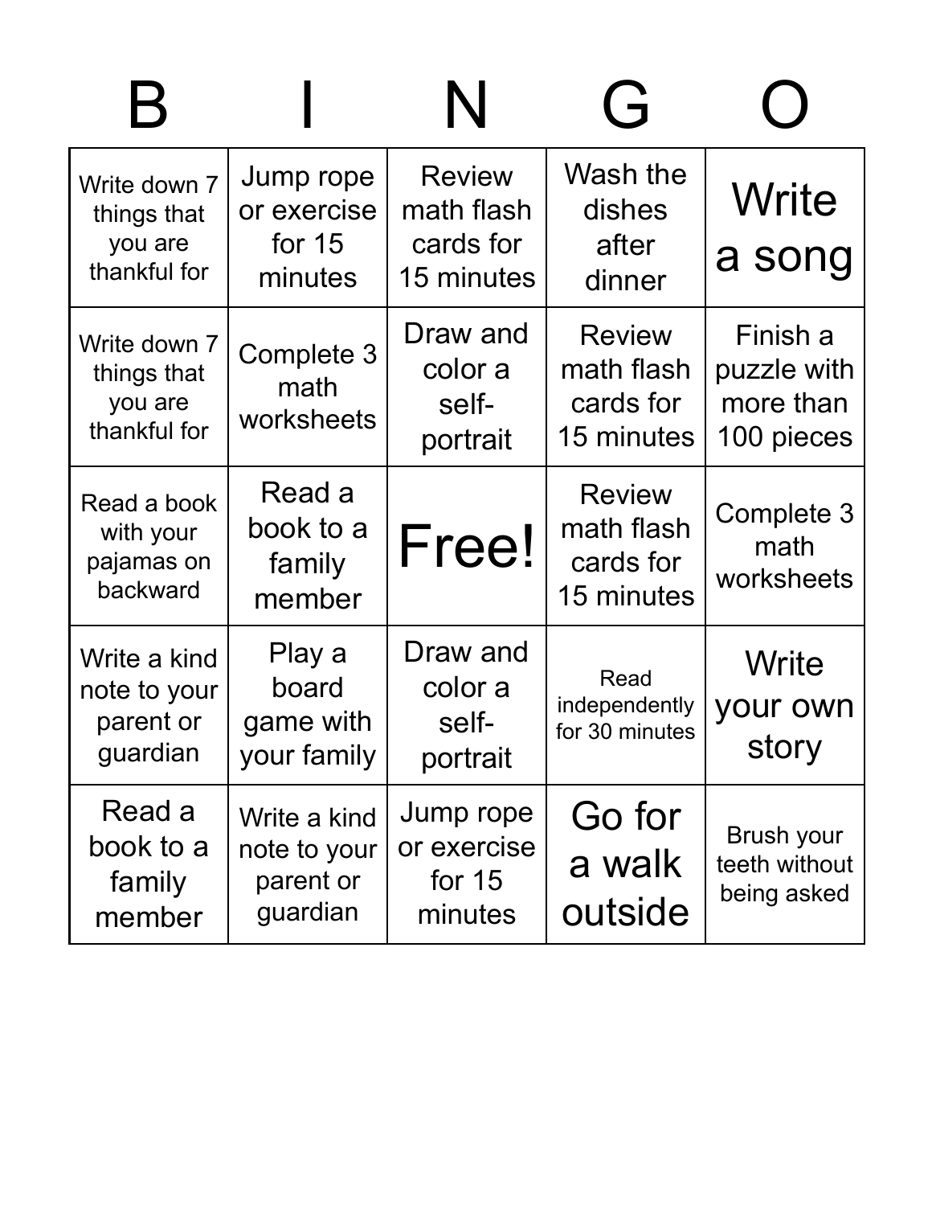| B | I | N | G | O |
|---|---|---|---|---|
| Write down 7 things that you are thankful for | Jump rope or exercise for 15 minutes | Review math flash cards for 15 minutes | Wash the dishes after dinner | Write a song |
| Write down 7 things that you are thankful for | Complete 3 math worksheets | Draw and color a self-portrait | Review math flash cards for 15 minutes | Finish a puzzle with more than 100 pieces |
| Read a book with your pajamas on backward | Read a book to a family member | Free! | Review math flash cards for 15 minutes | Complete 3 math worksheets |
| Write a kind note to your parent or guardian | Play a board game with your family | Draw and color a self-portrait | Read independently for 30 minutes | Write your own story |
| Read a book to a family member | Write a kind note to your parent or guardian | Jump rope or exercise for 15 minutes | Go for a walk outside | Brush your teeth without being asked |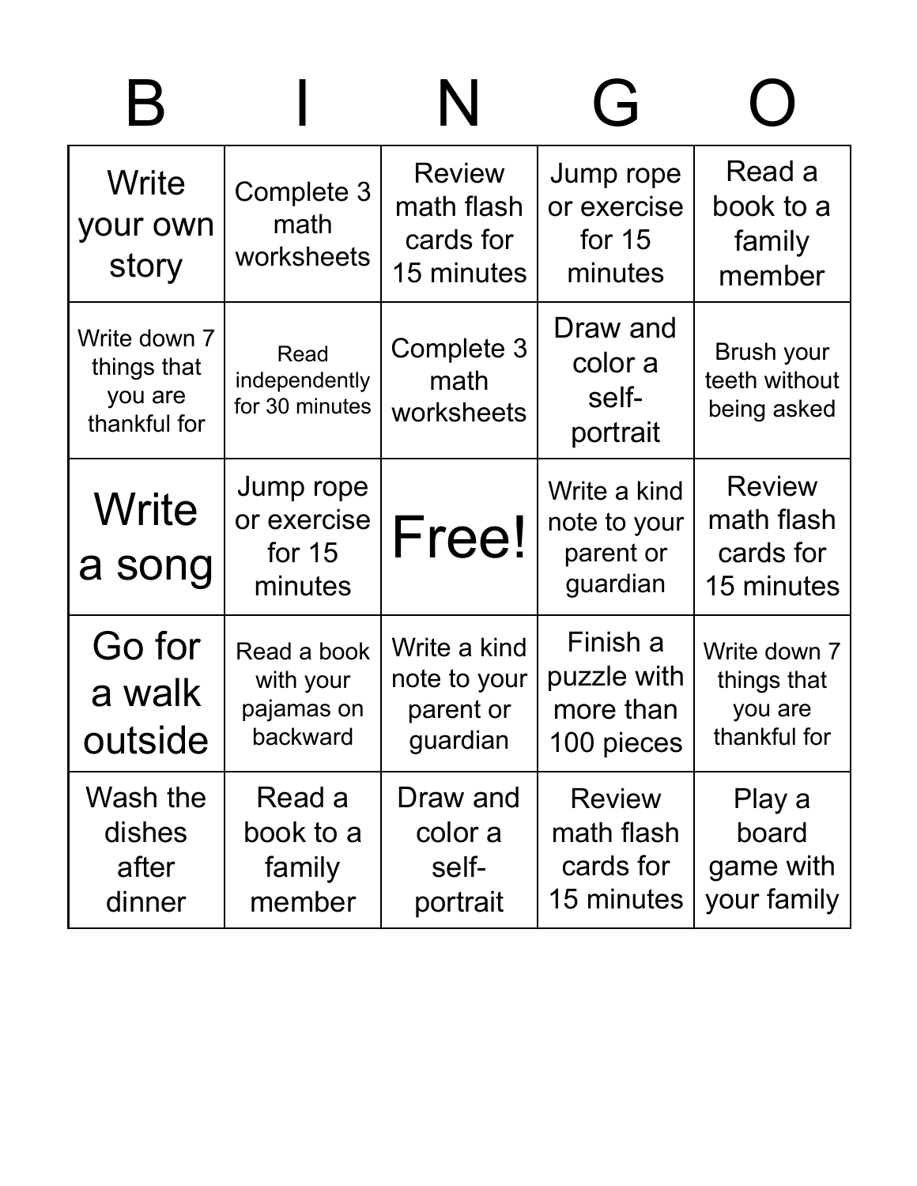| B | I | N | G | O |
| --- | --- | --- | --- | --- |
| Write your own story | Complete 3 math worksheets | Review math flash cards for 15 minutes | Jump rope or exercise for 15 minutes | Read a book to a family member |
| Write down 7 things that you are thankful for | Read independently for 30 minutes | Complete 3 math worksheets | Draw and color a self-portrait | Brush your teeth without being asked |
| Write a song | Jump rope or exercise for 15 minutes | Free! | Write a kind note to your parent or guardian | Review math flash cards for 15 minutes |
| Go for a walk outside | Read a book with your pajamas on backward | Write a kind note to your parent or guardian | Finish a puzzle with more than 100 pieces | Write down 7 things that you are thankful for |
| Wash the dishes after dinner | Read a book to a family member | Draw and color a self-portrait | Review math flash cards for 15 minutes | Play a board game with your family |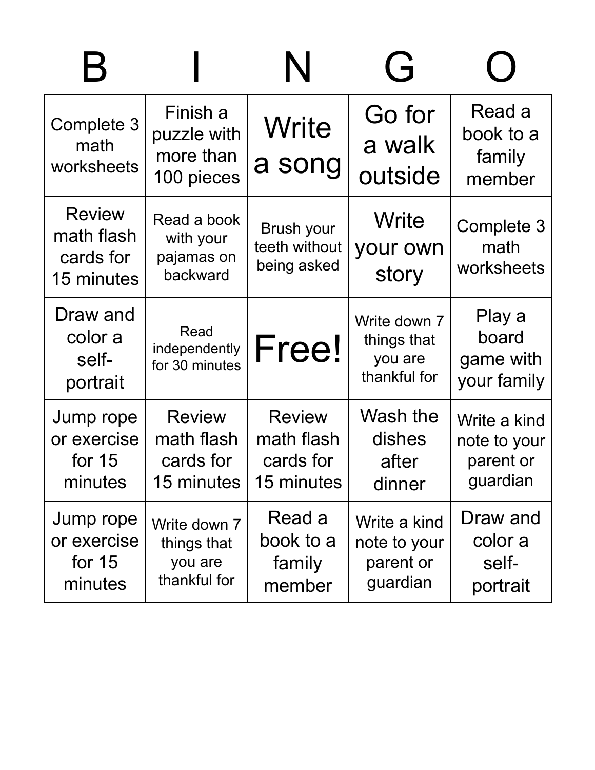| B | I | N | G | O |
| --- | --- | --- | --- | --- |
| Complete 3 math worksheets | Finish a puzzle with more than 100 pieces | Write a song | Go for a walk outside | Read a book to a family member |
| Review math flash cards for 15 minutes | Read a book with your pajamas on backward | Brush your teeth without being asked | Write your own story | Complete 3 math worksheets |
| Draw and color a self-portrait | Read independently for 30 minutes | Free! | Write down 7 things that you are thankful for | Play a board game with your family |
| Jump rope or exercise for 15 minutes | Review math flash cards for 15 minutes | Review math flash cards for 15 minutes | Wash the dishes after dinner | Write a kind note to your parent or guardian |
| Jump rope or exercise for 15 minutes | Write down 7 things that you are thankful for | Read a book to a family member | Write a kind note to your parent or guardian | Draw and color a self-portrait |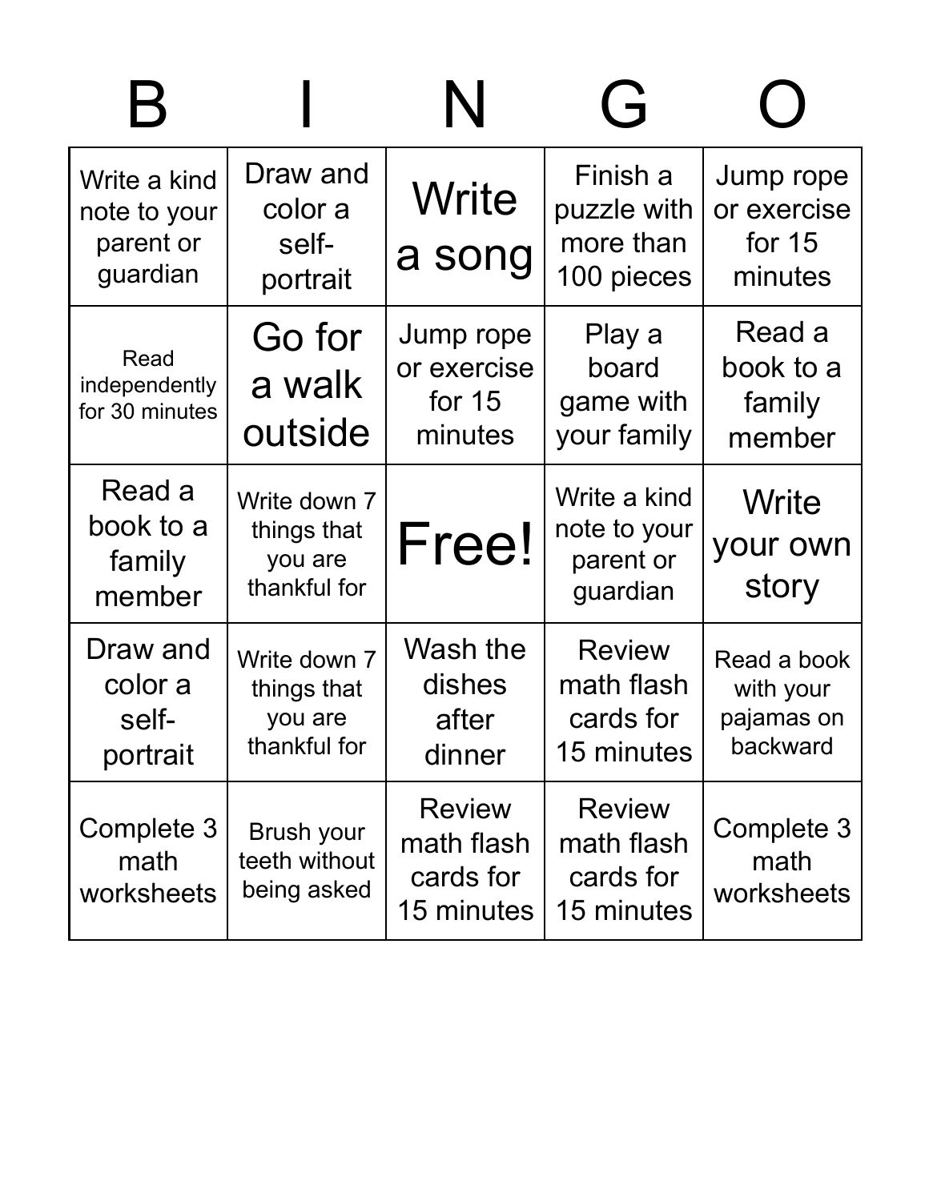| B | I | N | G | O |
| --- | --- | --- | --- | --- |
| Write a kind note to your parent or guardian | Draw and color a self-portrait | Write a song | Finish a puzzle with more than 100 pieces | Jump rope or exercise for 15 minutes |
| Read independently for 30 minutes | Go for a walk outside | Jump rope or exercise for 15 minutes | Play a board game with your family | Read a book to a family member |
| Read a book to a family member | Write down 7 things that you are thankful for | Free! | Write a kind note to your parent or guardian | Write your own story |
| Draw and color a self-portrait | Write down 7 things that you are thankful for | Wash the dishes after dinner | Review math flash cards for 15 minutes | Read a book with your pajamas on backward |
| Complete 3 math worksheets | Brush your teeth without being asked | Review math flash cards for 15 minutes | Review math flash cards for 15 minutes | Complete 3 math worksheets |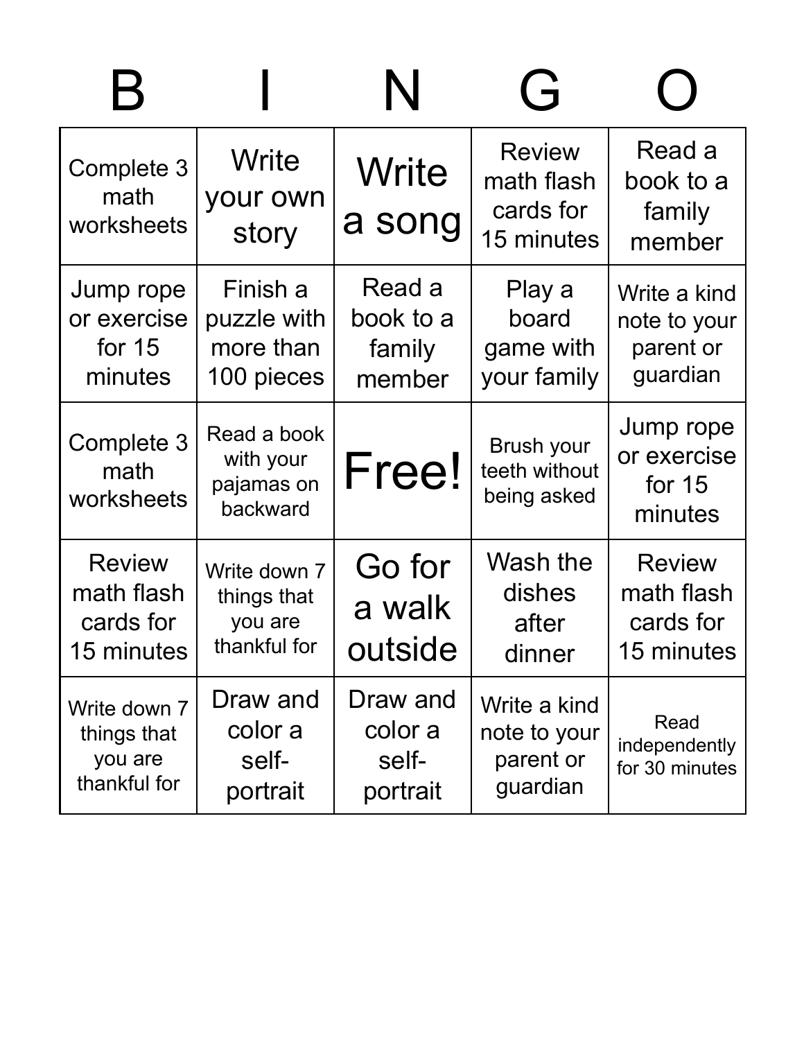| B | I | N | G | O |
|---|---|---|---|---|
| Complete 3 math worksheets | Write your own story | Write a song | Review math flash cards for 15 minutes | Read a book to a family member |
| Jump rope or exercise for 15 minutes | Finish a puzzle with more than 100 pieces | Read a book to a family member | Play a board game with your family | Write a kind note to your parent or guardian |
| Complete 3 math worksheets | Read a book with your pajamas on backward | Free! | Brush your teeth without being asked | Jump rope or exercise for 15 minutes |
| Review math flash cards for 15 minutes | Write down 7 things that you are thankful for | Go for a walk outside | Wash the dishes after dinner | Review math flash cards for 15 minutes |
| Write down 7 things that you are thankful for | Draw and color a self-portrait | Draw and color a self-portrait | Write a kind note to your parent or guardian | Read independently for 30 minutes |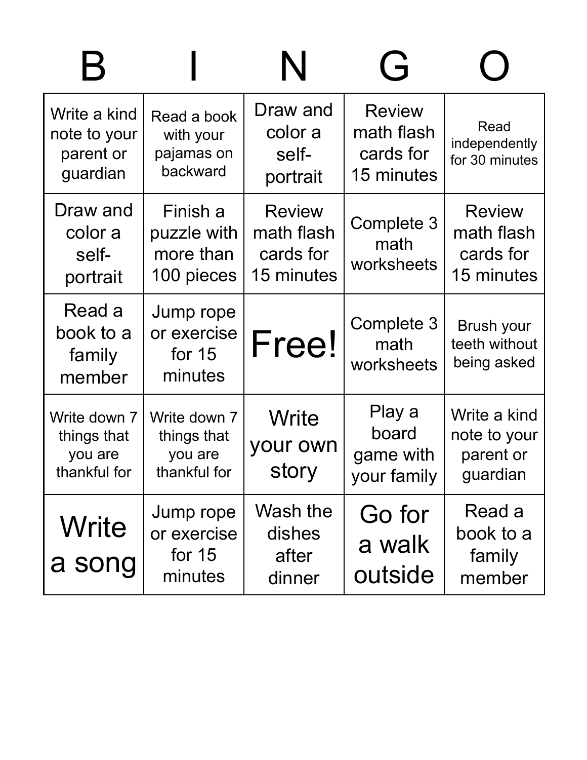| B | I | N | G | O |
| --- | --- | --- | --- | --- |
| Write a kind note to your parent or guardian | Read a book with your pajamas on backward | Draw and color a self-portrait | Review math flash cards for 15 minutes | Read independently for 30 minutes |
| Draw and color a self-portrait | Finish a puzzle with more than 100 pieces | Review math flash cards for 15 minutes | Complete 3 math worksheets | Review math flash cards for 15 minutes |
| Read a book to a family member | Jump rope or exercise for 15 minutes | Free! | Complete 3 math worksheets | Brush your teeth without being asked |
| Write down 7 things that you are thankful for | Write down 7 things that you are thankful for | Write your own story | Play a board game with your family | Write a kind note to your parent or guardian |
| Write a song | Jump rope or exercise for 15 minutes | Wash the dishes after dinner | Go for a walk outside | Read a book to a family member |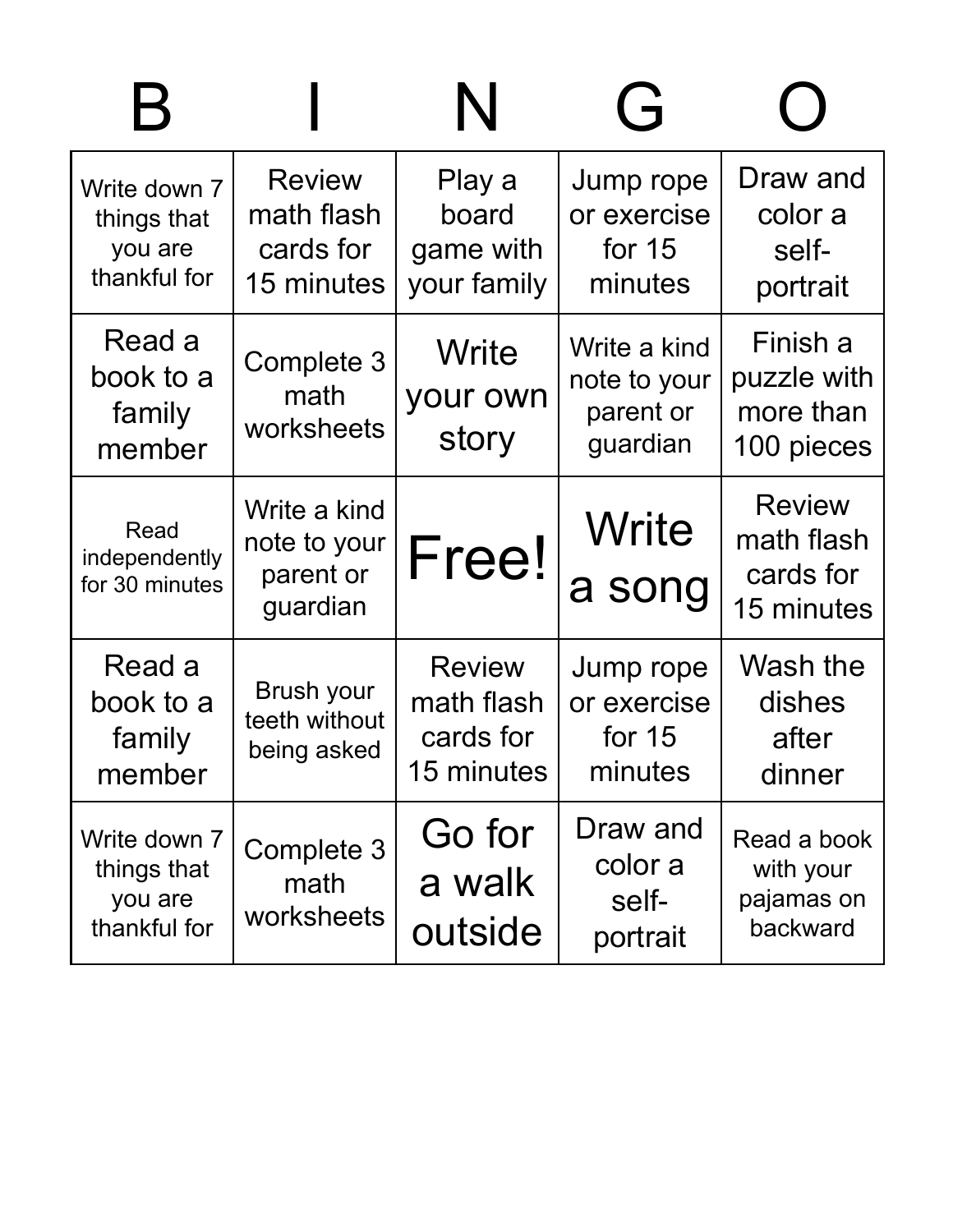| B | I | N | G | O |
| --- | --- | --- | --- | --- |
| Write down 7 things that you are thankful for | Review math flash cards for 15 minutes | Play a board game with your family | Jump rope or exercise for 15 minutes | Draw and color a self-portrait |
| Read a book to a family member | Complete 3 math worksheets | Write your own story | Write a kind note to your parent or guardian | Finish a puzzle with more than 100 pieces |
| Read independently for 30 minutes | Write a kind note to your parent or guardian | Free! | Write a song | Review math flash cards for 15 minutes |
| Read a book to a family member | Brush your teeth without being asked | Review math flash cards for 15 minutes | Jump rope or exercise for 15 minutes | Wash the dishes after dinner |
| Write down 7 things that you are thankful for | Complete 3 math worksheets | Go for a walk outside | Draw and color a self-portrait | Read a book with your pajamas on backward |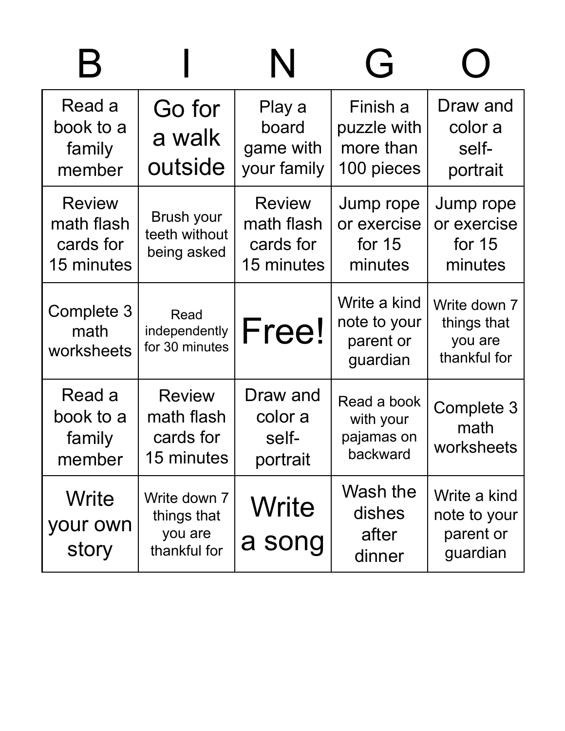| B | I | N | G | O |
| --- | --- | --- | --- | --- |
| Read a book to a family member | Go for a walk outside | Play a board game with your family | Finish a puzzle with more than 100 pieces | Draw and color a self-portrait |
| Review math flash cards for 15 minutes | Brush your teeth without being asked | Review math flash cards for 15 minutes | Jump rope or exercise for 15 minutes | Jump rope or exercise for 15 minutes |
| Complete 3 math worksheets | Read independently for 30 minutes | Free! | Write a kind note to your parent or guardian | Write down 7 things that you are thankful for |
| Read a book to a family member | Review math flash cards for 15 minutes | Draw and color a self-portrait | Read a book with your pajamas on backward | Complete 3 math worksheets |
| Write your own story | Write down 7 things that you are thankful for | Write a song | Wash the dishes after dinner | Write a kind note to your parent or guardian |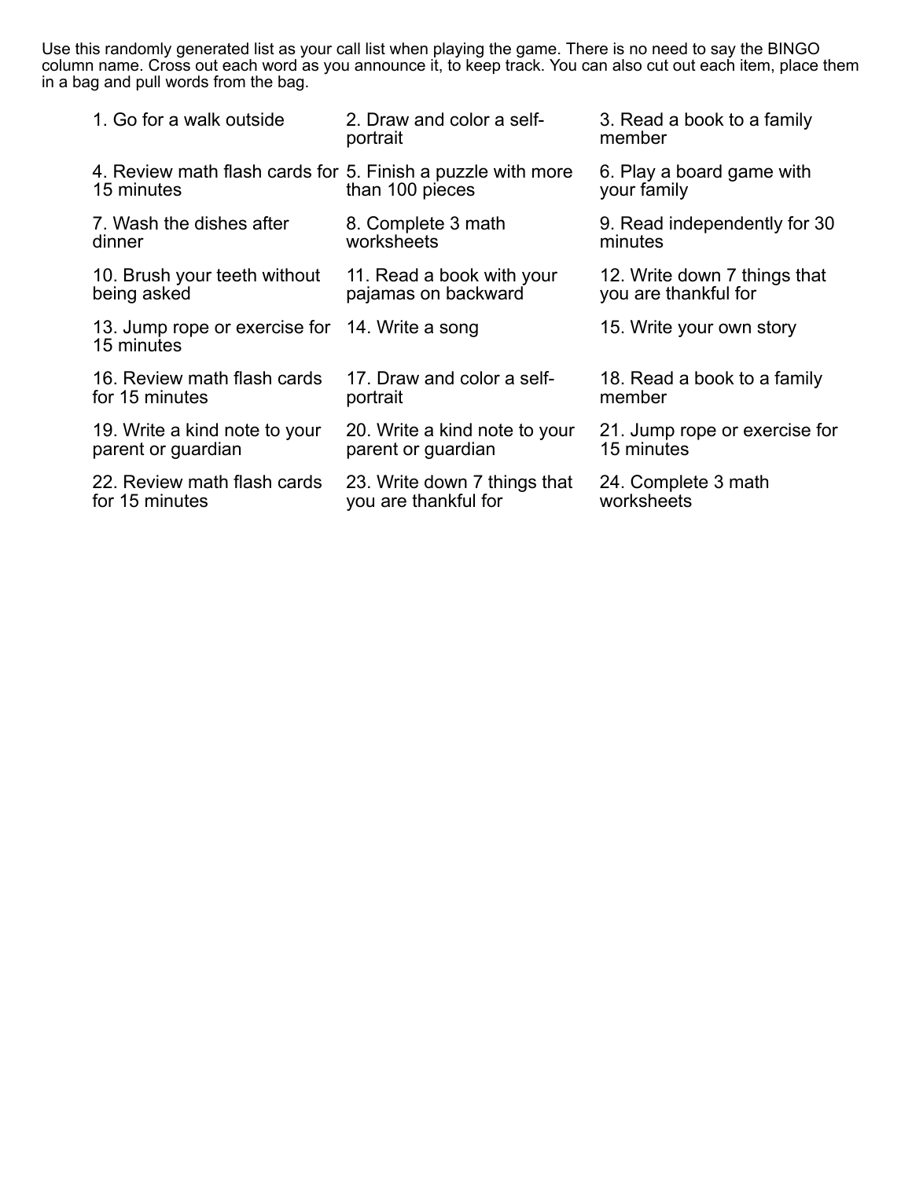Use this randomly generated list as your call list when playing the game. There is no need to say the BINGO column name. Cross out each word as you announce it, to keep track. You can also cut out each item, place them in a bag and pull words from the bag.

1. Go for a walk outside
2. Draw and color a self-portrait
3. Read a book to a family member
4. Review math flash cards for 15 minutes
5. Finish a puzzle with more than 100 pieces
6. Play a board game with your family
7. Wash the dishes after dinner
8. Complete 3 math worksheets
9. Read independently for 30 minutes
10. Brush your teeth without being asked
11. Read a book with your pajamas on backward
12. Write down 7 things that you are thankful for
13. Jump rope or exercise for 15 minutes
14. Write a song
15. Write your own story
16. Review math flash cards for 15 minutes
17. Draw and color a self-portrait
18. Read a book to a family member
19. Write a kind note to your parent or guardian
20. Write a kind note to your parent or guardian
21. Jump rope or exercise for 15 minutes
22. Review math flash cards for 15 minutes
23. Write down 7 things that you are thankful for
24. Complete 3 math worksheets